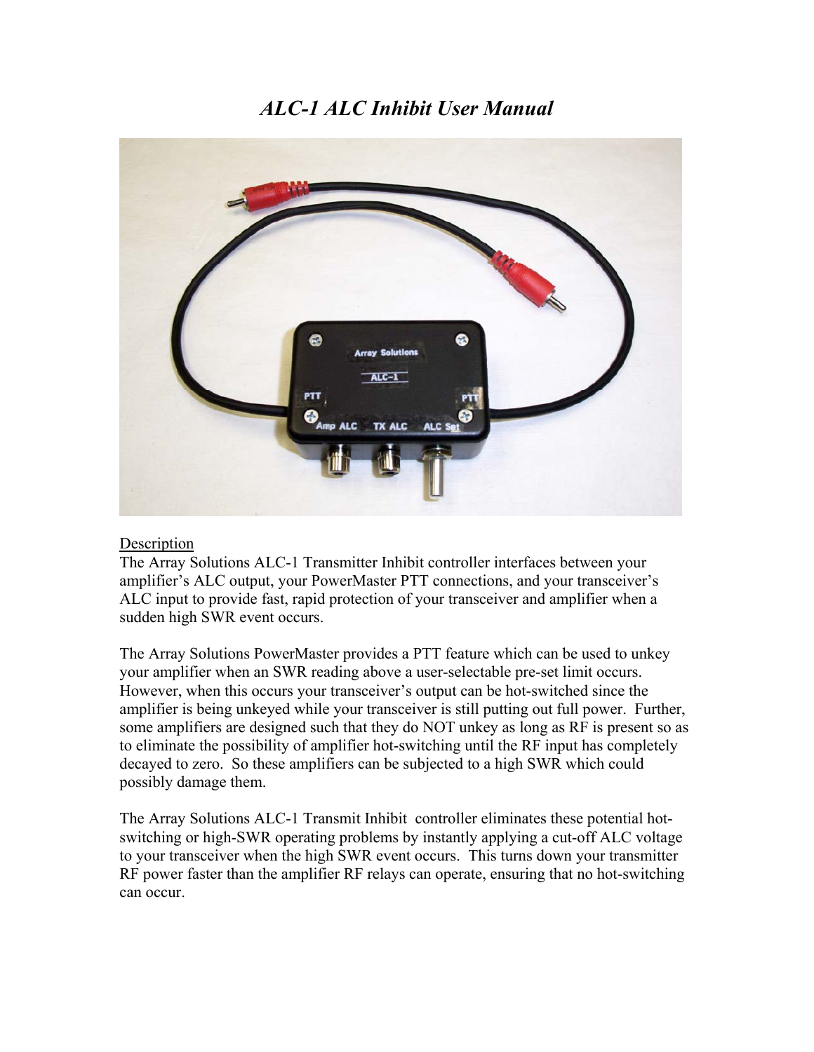# *ALC-1 ALC Inhibit User Manual*

Description

The Array Solutions ALC-1 Transmitter Inhibit controller interfaces between your amplifier's ALC output, your PowerMaster PTT connections, and your transceiver's ALC input to provide fast, rapid protection of your transceiver and amplifier when a sudden high SWR event occurs.

The Array Solutions PowerMaster provides a PTT feature which can be used to unkey your amplifier when an SWR reading above a user-selectable pre-set limit occurs. However, when this occurs your transceiver's output can be hot-switched since the amplifier is being unkeyed while your transceiver is still putting out full power. Further, some amplifiers are designed such that they do NOT unkey as long as RF is present so as to eliminate the possibility of amplifier hot-switching until the RF input has completely decayed to zero. So these amplifiers can be subjected to a high SWR which could possibly damage them.

The Array Solutions ALC-1 Transmit Inhibit controller eliminates these potential hot-switching or high-SWR operating problems by instantly applying a cut-off ALC voltage to your transceiver when the high SWR event occurs. This turns down your transmitter RF power faster than the amplifier RF relays can operate, ensuring that no hot-switching can occur.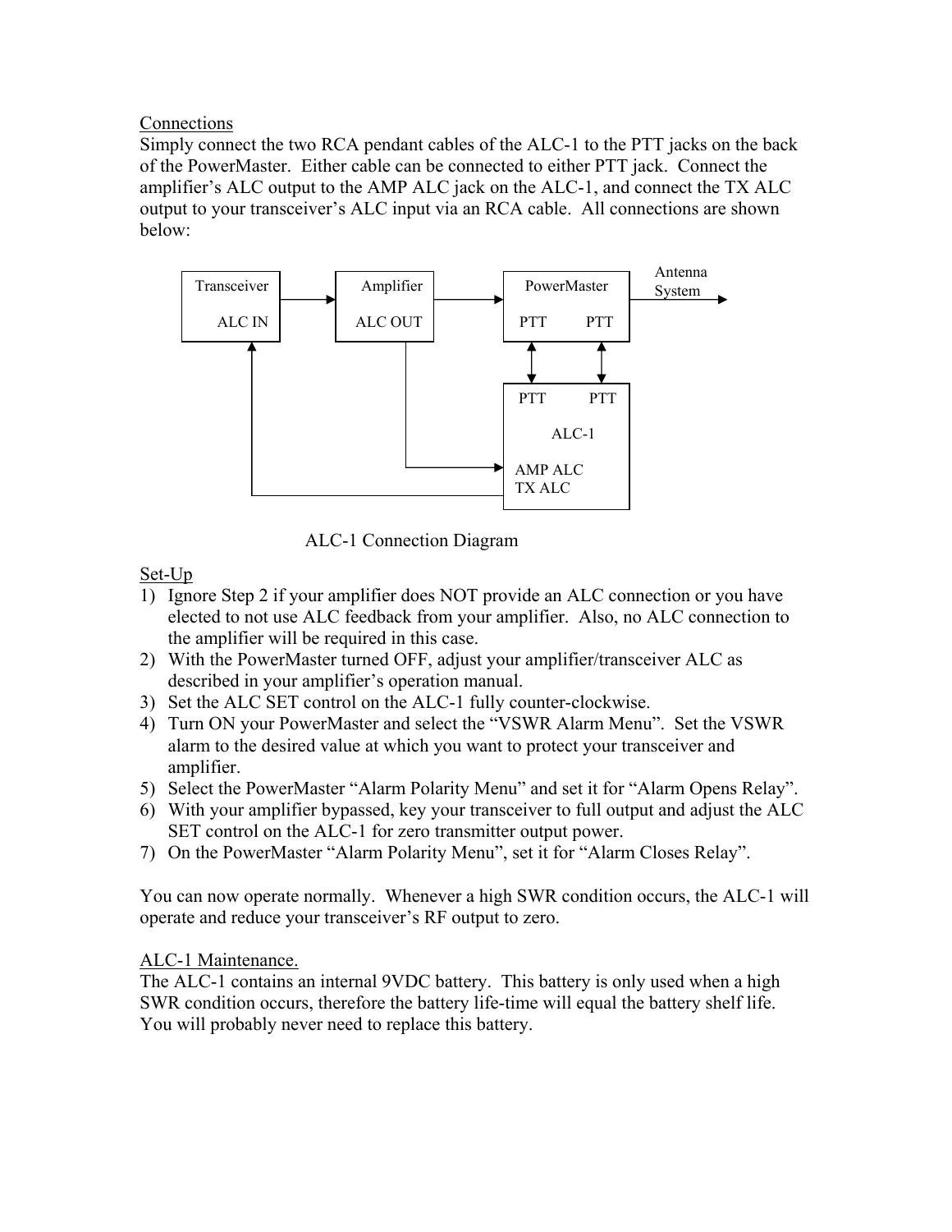## Connections

Simply connect the two RCA pendant cables of the ALC-1 to the PTT jacks on the back of the PowerMaster. Either cable can be connected to either PTT jack. Connect the amplifier's ALC output to the AMP ALC jack on the ALC-1, and connect the TX ALC output to your transceiver's ALC input via an RCA cable. All connections are shown below:

Transceiver
ALC IN
Amplifier
ALC OUT
PowerMaster
PTT PTT
Antenna System
PTT PTT
ALC-1
AMP ALC
TX ALC

ALC-1 Connection Diagram

## Set-Up

1) Ignore Step 2 if your amplifier does NOT provide an ALC connection or you have elected to not use ALC feedback from your amplifier. Also, no ALC connection to the amplifier will be required in this case.
2) With the PowerMaster turned OFF, adjust your amplifier/transceiver ALC as described in your amplifier's operation manual.
3) Set the ALC SET control on the ALC-1 fully counter-clockwise.
4) Turn ON your PowerMaster and select the "VSWR Alarm Menu". Set the VSWR alarm to the desired value at which you want to protect your transceiver and amplifier.
5) Select the PowerMaster "Alarm Polarity Menu" and set it for "Alarm Opens Relay".
6) With your amplifier bypassed, key your transceiver to full output and adjust the ALC SET control on the ALC-1 for zero transmitter output power.
7) On the PowerMaster "Alarm Polarity Menu", set it for "Alarm Closes Relay".

You can now operate normally. Whenever a high SWR condition occurs, the ALC-1 will operate and reduce your transceiver's RF output to zero.

## ALC-1 Maintenance.

The ALC-1 contains an internal 9VDC battery. This battery is only used when a high SWR condition occurs, therefore the battery life-time will equal the battery shelf life. You will probably never need to replace this battery.